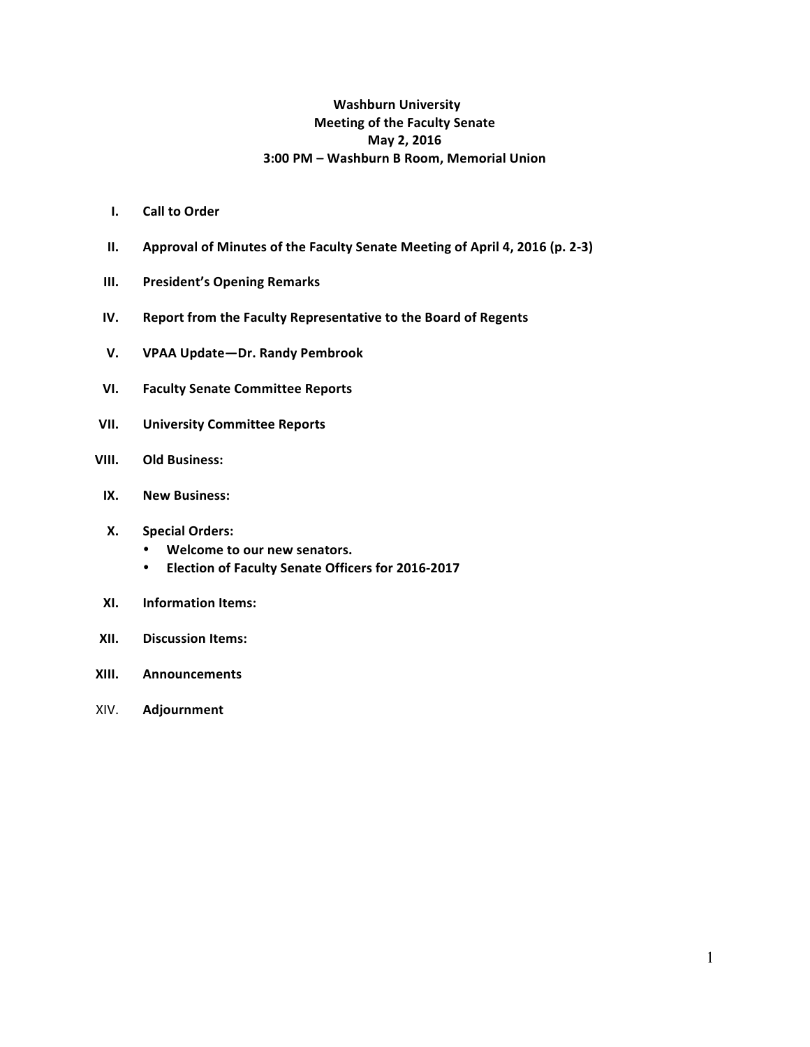**Washburn University**
**Meeting of the Faculty Senate**
**May 2, 2016**
**3:00 PM – Washburn B Room, Memorial Union**

I. **Call to Order**

II. **Approval of Minutes of the Faculty Senate Meeting of April 4, 2016 (p. 2-3)**

III. **President's Opening Remarks**

IV. **Report from the Faculty Representative to the Board of Regents**

V. **VPAA Update—Dr. Randy Pembrook**

VI. **Faculty Senate Committee Reports**

VII. **University Committee Reports**

VIII. **Old Business:**

IX. **New Business:**

X. **Special Orders:**
   - **Welcome to our new senators.**
   - **Election of Faculty Senate Officers for 2016-2017**

XI. **Information Items:**

XII. **Discussion Items:**

XIII. **Announcements**

XIV. **Adjournment**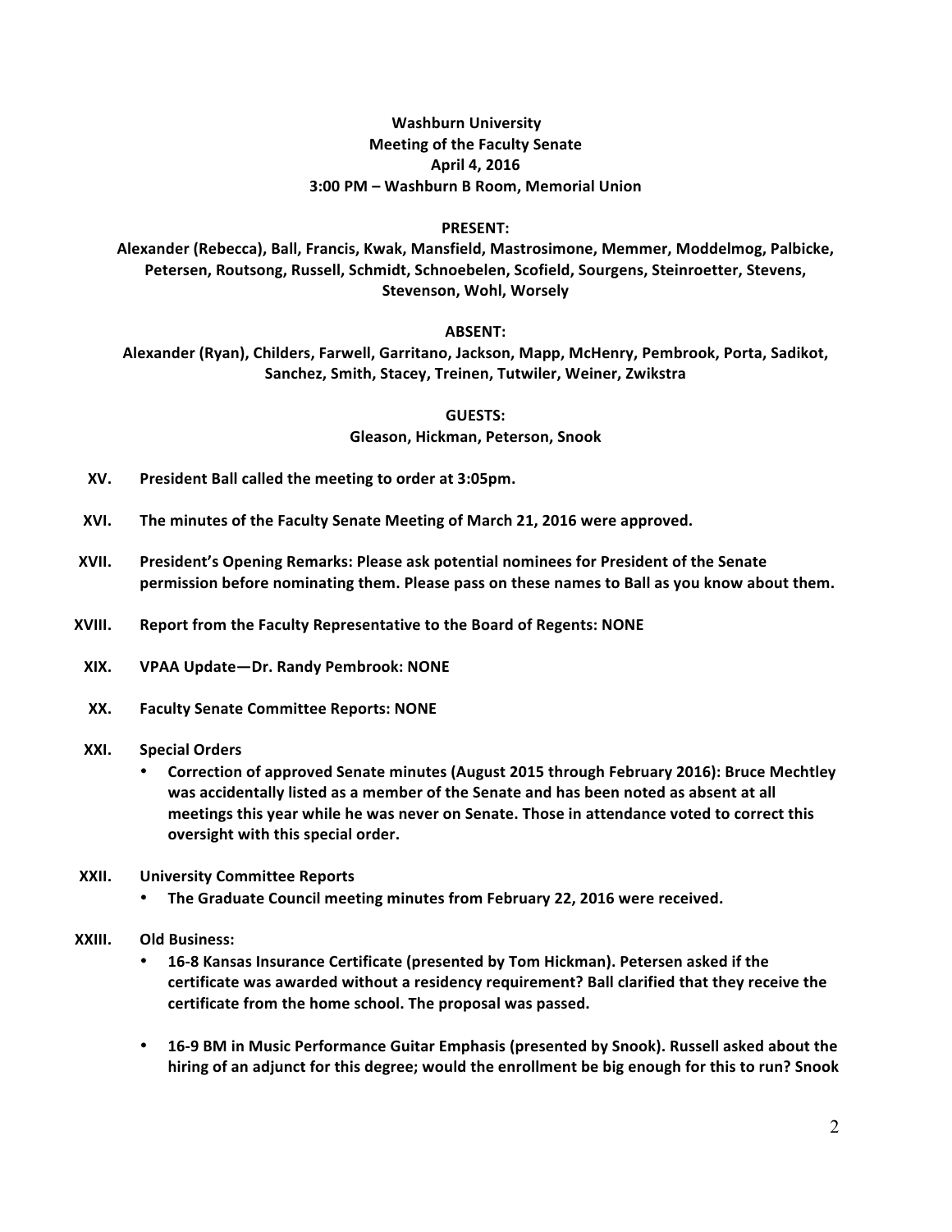**Washburn University**
**Meeting of the Faculty Senate**
**April 4, 2016**
**3:00 PM – Washburn B Room, Memorial Union**

**PRESENT:**

**Alexander (Rebecca), Ball, Francis, Kwak, Mansfield, Mastrosimone, Memmer, Moddelmog, Palbicke, Petersen, Routsong, Russell, Schmidt, Schnoebelen, Scofield, Sourgens, Steinroetter, Stevens, Stevenson, Wohl, Worsely**

**ABSENT:**

**Alexander (Ryan), Childers, Farwell, Garritano, Jackson, Mapp, McHenry, Pembrook, Porta, Sadikot, Sanchez, Smith, Stacey, Treinen, Tutwiler, Weiner, Zwikstra**

**GUESTS:**

**Gleason, Hickman, Peterson, Snook**

XV. **President Ball called the meeting to order at 3:05pm.**

XVI. **The minutes of the Faculty Senate Meeting of March 21, 2016 were approved.**

XVII. **President's Opening Remarks: Please ask potential nominees for President of the Senate permission before nominating them. Please pass on these names to Ball as you know about them.**

XVIII. **Report from the Faculty Representative to the Board of Regents: NONE**

XIX. **VPAA Update—Dr. Randy Pembrook: NONE**

XX. **Faculty Senate Committee Reports: NONE**

XXI. **Special Orders**
- **Correction of approved Senate minutes (August 2015 through February 2016): Bruce Mechtley was accidentally listed as a member of the Senate and has been noted as absent at all meetings this year while he was never on Senate. Those in attendance voted to correct this oversight with this special order.**

XXII. **University Committee Reports**
- **The Graduate Council meeting minutes from February 22, 2016 were received.**

XXIII. **Old Business:**
- **16-8 Kansas Insurance Certificate (presented by Tom Hickman). Petersen asked if the certificate was awarded without a residency requirement? Ball clarified that they receive the certificate from the home school. The proposal was passed.**

- **16-9 BM in Music Performance Guitar Emphasis (presented by Snook). Russell asked about the hiring of an adjunct for this degree; would the enrollment be big enough for this to run? Snook**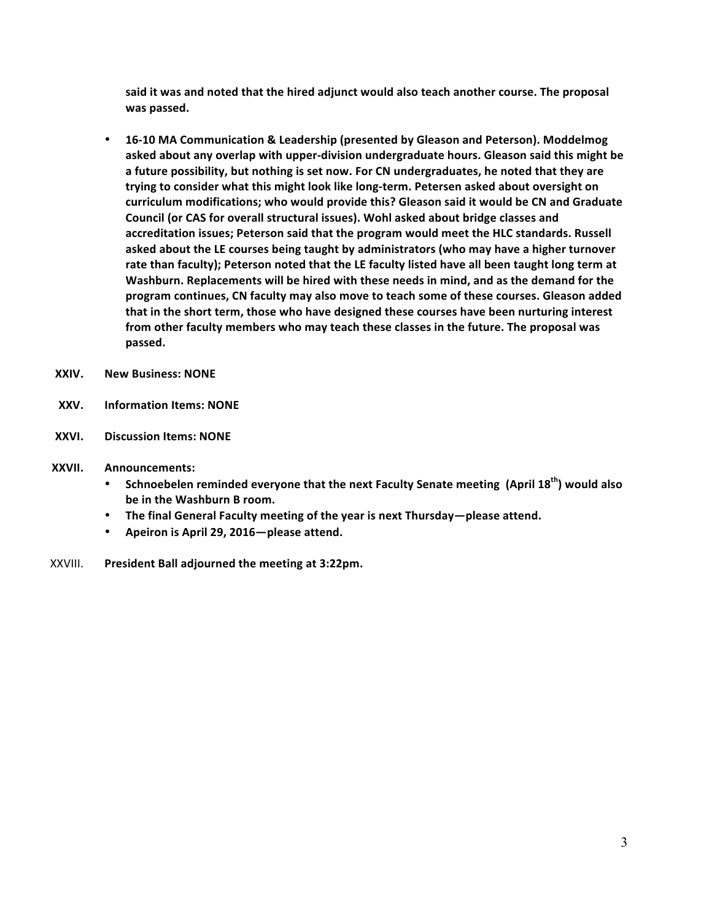**said it was and noted that the hired adjunct would also teach another course. The proposal was passed.**

- **16-10 MA Communication & Leadership (presented by Gleason and Peterson). Moddelmog asked about any overlap with upper-division undergraduate hours. Gleason said this might be a future possibility, but nothing is set now. For CN undergraduates, he noted that they are trying to consider what this might look like long-term. Petersen asked about oversight on curriculum modifications; who would provide this? Gleason said it would be CN and Graduate Council (or CAS for overall structural issues). Wohl asked about bridge classes and accreditation issues; Peterson said that the program would meet the HLC standards. Russell asked about the LE courses being taught by administrators (who may have a higher turnover rate than faculty); Peterson noted that the LE faculty listed have all been taught long term at Washburn. Replacements will be hired with these needs in mind, and as the demand for the program continues, CN faculty may also move to teach some of these courses. Gleason added that in the short term, those who have designed these courses have been nurturing interest from other faculty members who may teach these classes in the future. The proposal was passed.**

XXIV. **New Business: NONE**

XXV. **Information Items: NONE**

XXVI. **Discussion Items: NONE**

XXVII. **Announcements:**

- **Schnoebelen reminded everyone that the next Faculty Senate meeting (April 18th) would also be in the Washburn B room.**
- **The final General Faculty meeting of the year is next Thursday—please attend.**
- **Apeiron is April 29, 2016—please attend.**

XXVIII. **President Ball adjourned the meeting at 3:22pm.**